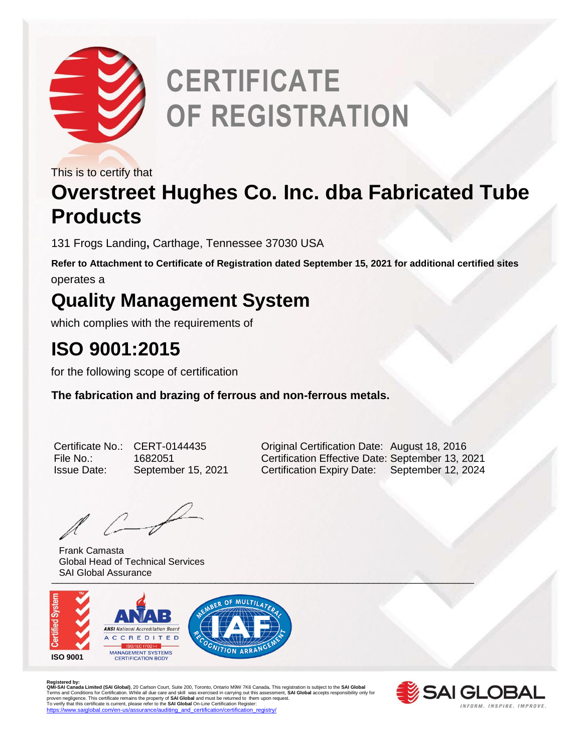# CERTIFICATE OF REGISTRATION

This is to certify that

## Overstreet Hughes Co. Inc. dba Fabricated Tube Products

131 Frogs Landing, Carthage, Tennessee 37030 USA

**Refer to Attachment to Certificate of Registration dated September 15, 2021 for additional certified sites**

operates a

## Quality Management System

which complies with the requirements of

## ISO 9001:2015

for the following scope of certification

**The fabrication and brazing of ferrous and non-ferrous metals.**

| | | | |
|---|---|---|---|
| Certificate No.: | CERT-0144435 | Original Certification Date: | August 18, 2016 |
| File No.: | 1682051 | Certification Effective Date: | September 13, 2021 |
| Issue Date: | September 15, 2021 | Certification Expiry Date: | September 12, 2024 |

Frank Camasta
Global Head of Technical Services
SAI Global Assurance

Certified System ISO 9001

ANAB ANSI National Accreditation Board ACCREDITED ISO/IEC 17021-1 MANAGEMENT SYSTEMS CERTIFICATION BODY

MEMBER OF MULTILATERAL RECOGNITION ARRANGEMENT IAF

**Registered by:**
**QMI-SAI Canada Limited (SAI Global)**, 20 Carlson Court, Suite 200, Toronto, Ontario M9W 7K6 Canada. This registration is subject to the **SAI Global** Terms and Conditions for Certification. While all due care and skill was exercised in carrying out this assessment, **SAI Global** accepts responsibility only for proven negligence. This certificate remains the property of **SAI Global** and must be returned to them upon request.
To verify that this certificate is current, please refer to the **SAI Global** On-Line Certification Register:
https://www.saiglobal.com/en-us/assurance/auditing_and_certification/certification_registry/

SAI GLOBAL INFORM. INSPIRE. IMPROVE.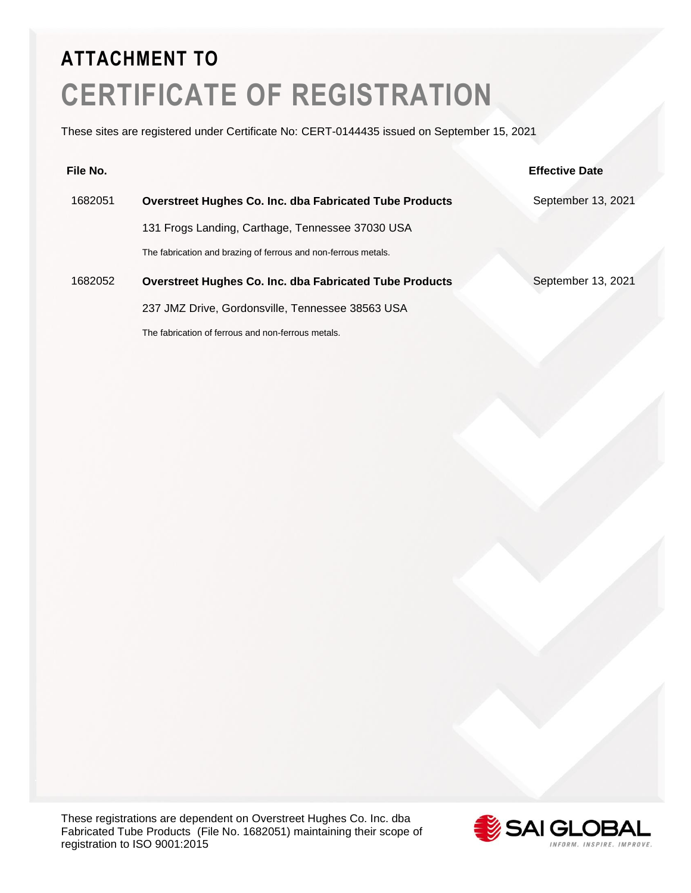## ATTACHMENT TO

# CERTIFICATE OF REGISTRATION

These sites are registered under Certificate No: CERT-0144435 issued on September 15, 2021

| File No. | | Effective Date |
|---|---|---|
| 1682051 | **Overstreet Hughes Co. Inc. dba Fabricated Tube Products**<br>131 Frogs Landing, Carthage, Tennessee 37030 USA<br>The fabrication and brazing of ferrous and non-ferrous metals. | September 13, 2021 |
| 1682052 | **Overstreet Hughes Co. Inc. dba Fabricated Tube Products**<br>237 JMZ Drive, Gordonsville, Tennessee 38563 USA<br>The fabrication of ferrous and non-ferrous metals. | September 13, 2021 |

These registrations are dependent on Overstreet Hughes Co. Inc. dba Fabricated Tube Products (File No. 1682051) maintaining their scope of registration to ISO 9001:2015

SAI GLOBAL
INFORM. INSPIRE. IMPROVE.